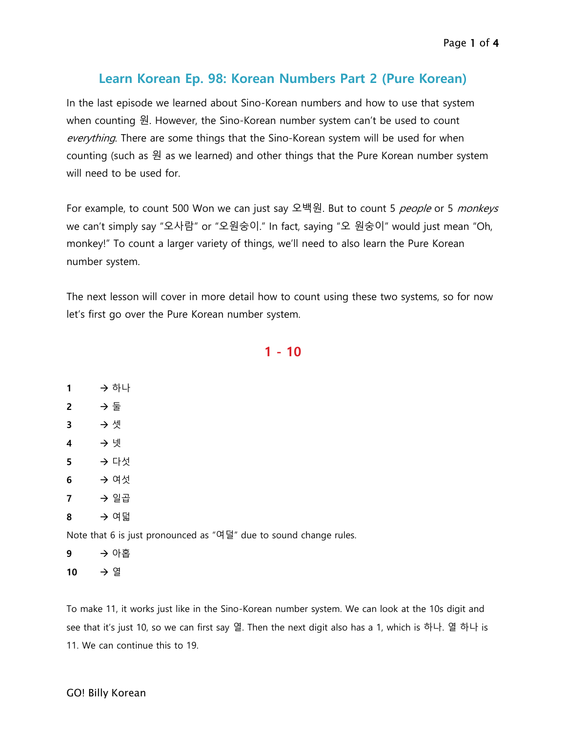# Learn Korean Ep. 98: Korean Numbers Part 2 (Pure Korean)

In the last episode we learned about Sino-Korean numbers and how to use that system when counting 원. However, the Sino-Korean number system can't be used to count *everything*. There are some things that the Sino-Korean system will be used for when counting (such as 원 as we learned) and other things that the Pure Korean number system will need to be used for.

For example, to count 500 Won we can just say 오백원. But to count 5 *people* or 5 *monkeys* we can't simply say "오사람" or "오원숭이." In fact, saying "오 원숭이" would just mean "Oh, monkey!" To count a larger variety of things, we'll need to also learn the Pure Korean number system.

The next lesson will cover in more detail how to count using these two systems, so for now let's first go over the Pure Korean number system.

## 1 - 10

**1** → 하나

**2** → 둘

**3** → 셋

**4** → 넷

**5** → 다섯

**6** → 여섯

**7** → 일곱

**8** → 여덟

Note that 6 is just pronounced as "여덜" due to sound change rules.

**9** → 아홉

**10** → 열

To make 11, it works just like in the Sino-Korean number system. We can look at the 10s digit and see that it's just 10, so we can first say 열. Then the next digit also has a 1, which is 하나. 열 하나 is 11. We can continue this to 19.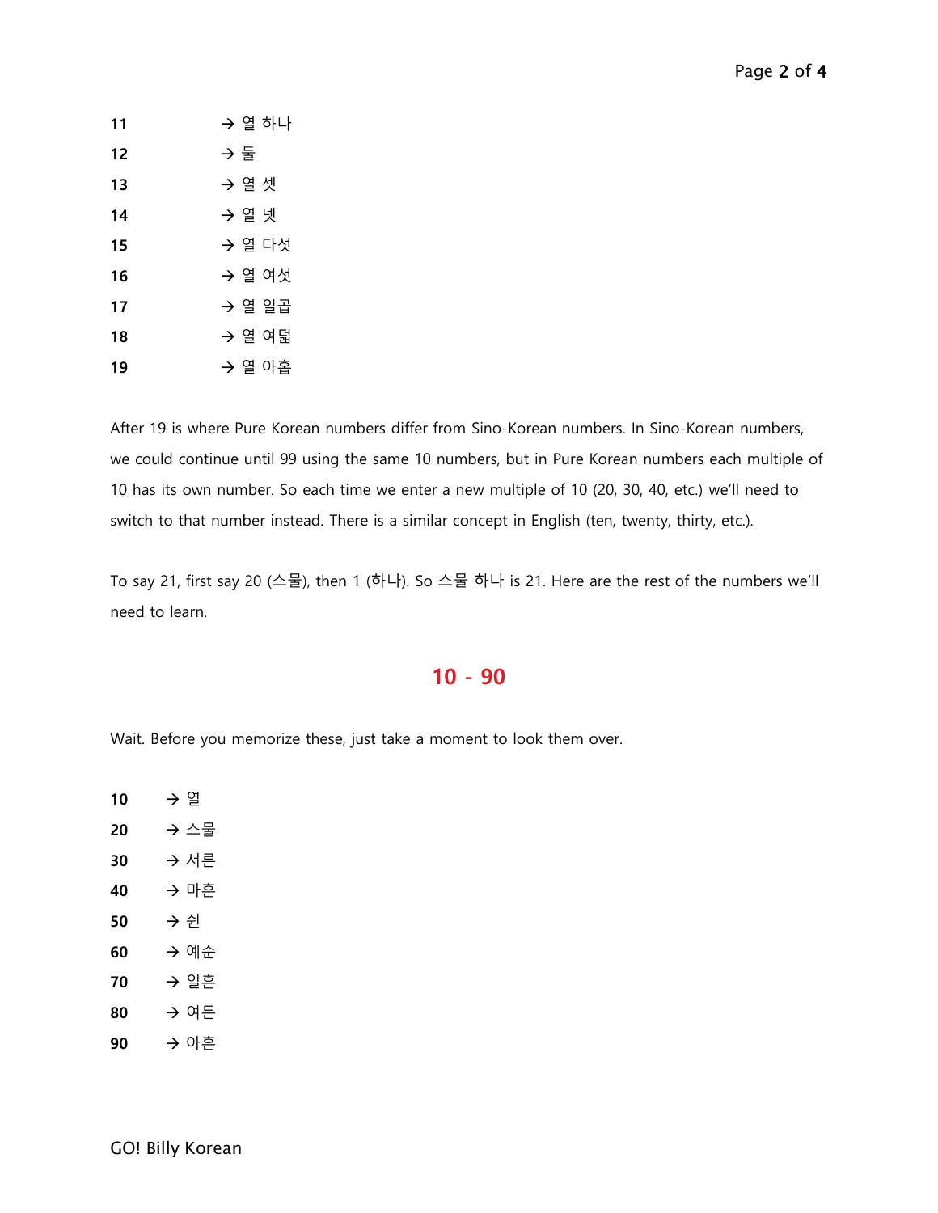**11** → 열 하나
**12** → 둘
**13** → 열 셋
**14** → 열 넷
**15** → 열 다섯
**16** → 열 여섯
**17** → 열 일곱
**18** → 열 여덟
**19** → 열 아홉

After 19 is where Pure Korean numbers differ from Sino-Korean numbers. In Sino-Korean numbers, we could continue until 99 using the same 10 numbers, but in Pure Korean numbers each multiple of 10 has its own number. So each time we enter a new multiple of 10 (20, 30, 40, etc.) we'll need to switch to that number instead. There is a similar concept in English (ten, twenty, thirty, etc.).

To say 21, first say 20 (스물), then 1 (하나). So 스물 하나 is 21. Here are the rest of the numbers we'll need to learn.

## 10 - 90

Wait. Before you memorize these, just take a moment to look them over.

**10** → 열
**20** → 스물
**30** → 서른
**40** → 마흔
**50** → 쉰
**60** → 예순
**70** → 일흔
**80** → 여든
**90** → 아흔

GO! Billy Korean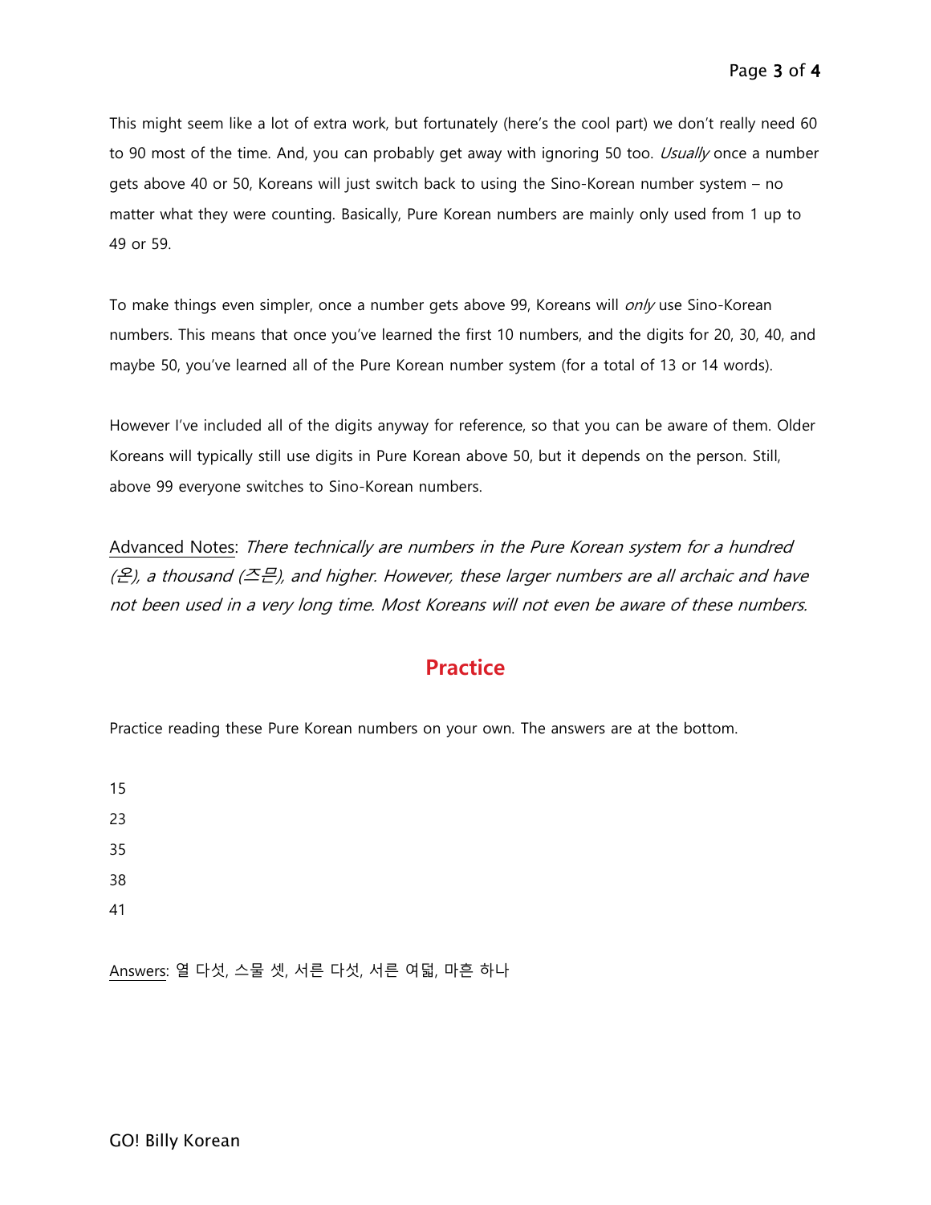This might seem like a lot of extra work, but fortunately (here's the cool part) we don't really need 60 to 90 most of the time. And, you can probably get away with ignoring 50 too. *Usually* once a number gets above 40 or 50, Koreans will just switch back to using the Sino-Korean number system – no matter what they were counting. Basically, Pure Korean numbers are mainly only used from 1 up to 49 or 59.

To make things even simpler, once a number gets above 99, Koreans will *only* use Sino-Korean numbers. This means that once you've learned the first 10 numbers, and the digits for 20, 30, 40, and maybe 50, you've learned all of the Pure Korean number system (for a total of 13 or 14 words).

However I've included all of the digits anyway for reference, so that you can be aware of them. Older Koreans will typically still use digits in Pure Korean above 50, but it depends on the person. Still, above 99 everyone switches to Sino-Korean numbers.

<u>Advanced Notes</u>: *There technically are numbers in the Pure Korean system for a hundred (온), a thousand (즈믄), and higher. However, these larger numbers are all archaic and have not been used in a very long time. Most Koreans will not even be aware of these numbers.*

## Practice

Practice reading these Pure Korean numbers on your own. The answers are at the bottom.

15

23

35

38

41

<u>Answers</u>: 열 다섯, 스물 셋, 서른 다섯, 서른 여덟, 마흔 하나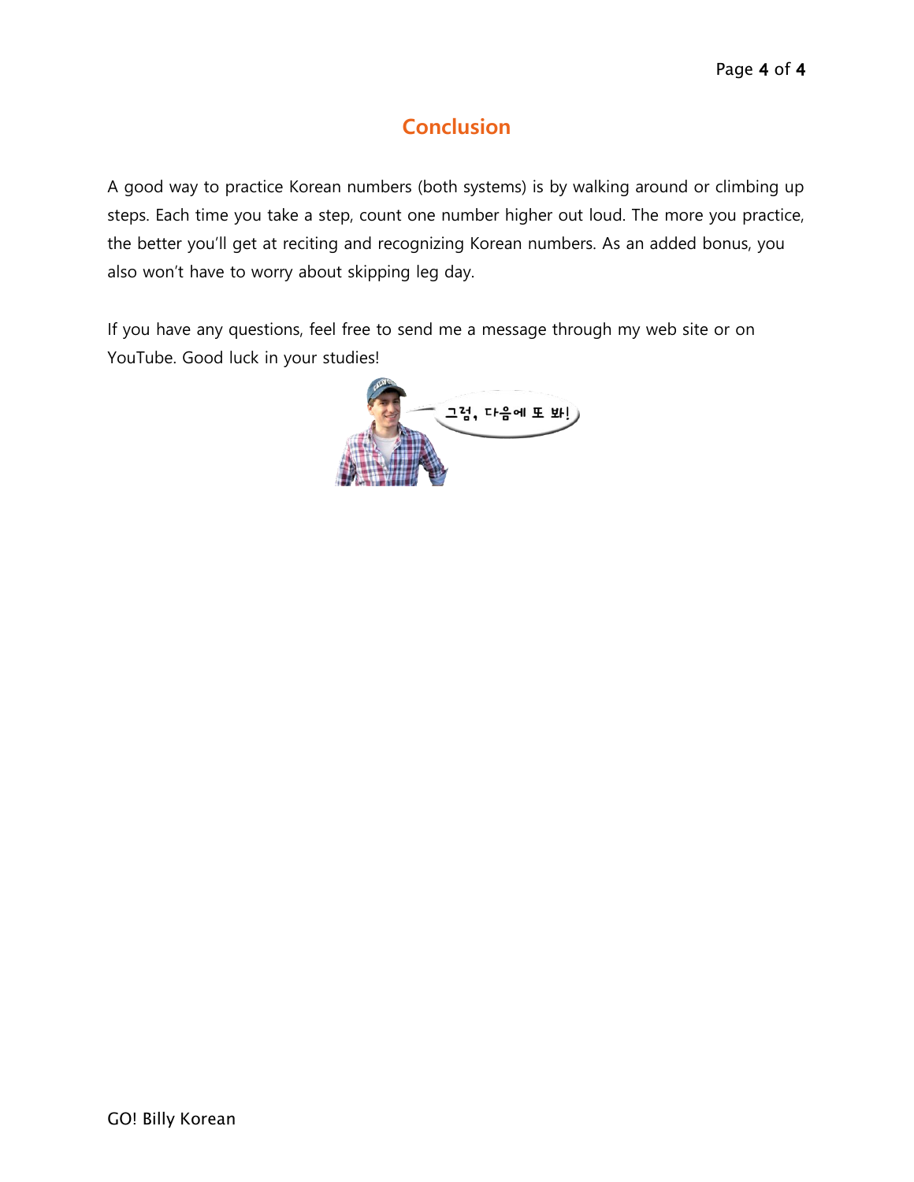## Conclusion

A good way to practice Korean numbers (both systems) is by walking around or climbing up steps. Each time you take a step, count one number higher out loud. The more you practice, the better you'll get at reciting and recognizing Korean numbers. As an added bonus, you also won't have to worry about skipping leg day.

If you have any questions, feel free to send me a message through my web site or on YouTube. Good luck in your studies!